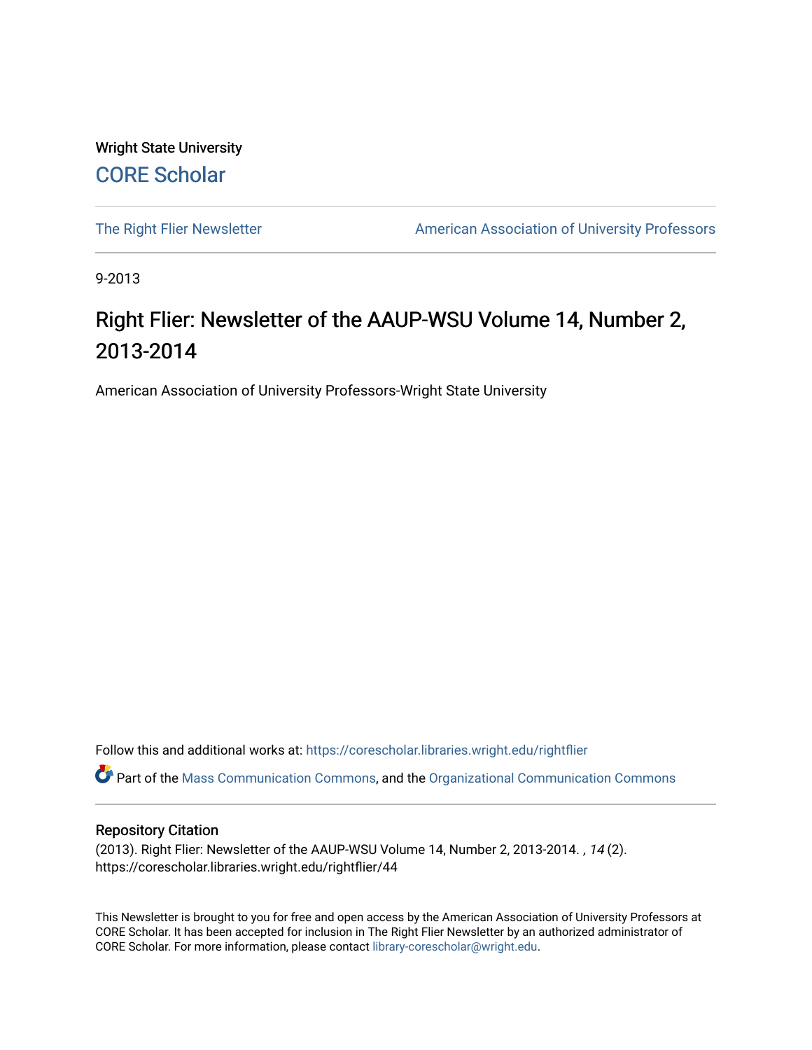Wright State University

CORE Scholar

The Right Flier Newsletter

American Association of University Professors

9-2013

# Right Flier: Newsletter of the AAUP-WSU Volume 14, Number 2, 2013-2014

American Association of University Professors-Wright State University

Follow this and additional works at: https://corescholar.libraries.wright.edu/rightflier

Part of the Mass Communication Commons, and the Organizational Communication Commons

## Repository Citation

(2013). Right Flier: Newsletter of the AAUP-WSU Volume 14, Number 2, 2013-2014. *, 14* (2). https://corescholar.libraries.wright.edu/rightflier/44

This Newsletter is brought to you for free and open access by the American Association of University Professors at CORE Scholar. It has been accepted for inclusion in The Right Flier Newsletter by an authorized administrator of CORE Scholar. For more information, please contact library-corescholar@wright.edu.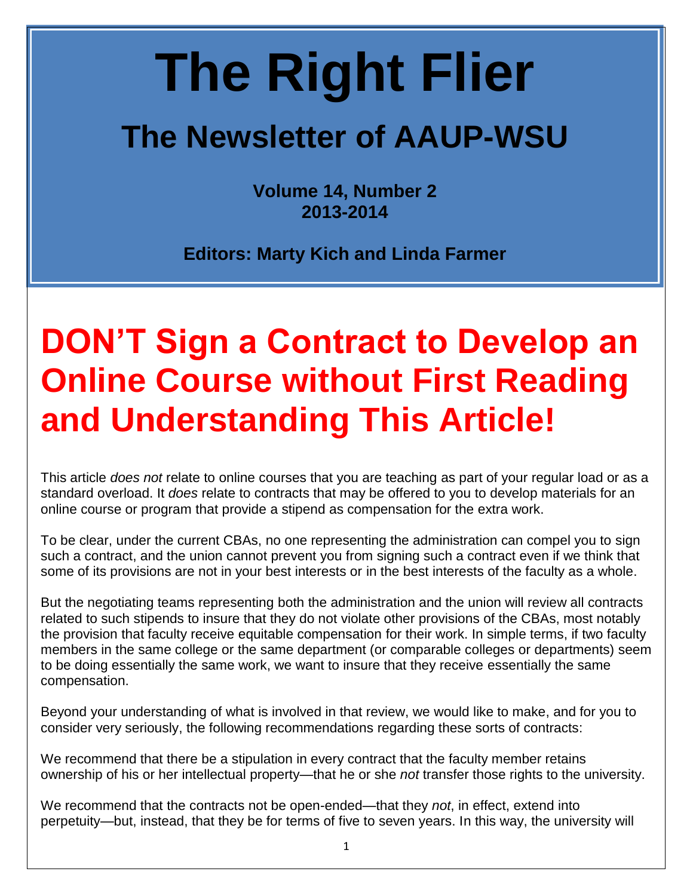# The Right Flier

## The Newsletter of AAUP-WSU

**Volume 14, Number 2**
**2013-2014**

**Editors: Marty Kich and Linda Farmer**

# DON'T Sign a Contract to Develop an Online Course without First Reading and Understanding This Article!

This article *does not* relate to online courses that you are teaching as part of your regular load or as a standard overload. It *does* relate to contracts that may be offered to you to develop materials for an online course or program that provide a stipend as compensation for the extra work.

To be clear, under the current CBAs, no one representing the administration can compel you to sign such a contract, and the union cannot prevent you from signing such a contract even if we think that some of its provisions are not in your best interests or in the best interests of the faculty as a whole.

But the negotiating teams representing both the administration and the union will review all contracts related to such stipends to insure that they do not violate other provisions of the CBAs, most notably the provision that faculty receive equitable compensation for their work. In simple terms, if two faculty members in the same college or the same department (or comparable colleges or departments) seem to be doing essentially the same work, we want to insure that they receive essentially the same compensation.

Beyond your understanding of what is involved in that review, we would like to make, and for you to consider very seriously, the following recommendations regarding these sorts of contracts:

We recommend that there be a stipulation in every contract that the faculty member retains ownership of his or her intellectual property—that he or she *not* transfer those rights to the university.

We recommend that the contracts not be open-ended—that they *not*, in effect, extend into perpetuity—but, instead, that they be for terms of five to seven years. In this way, the university will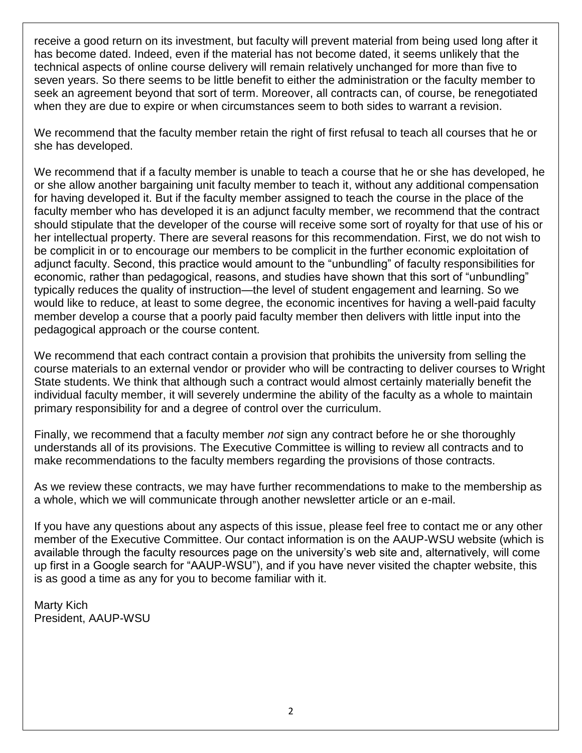receive a good return on its investment, but faculty will prevent material from being used long after it has become dated. Indeed, even if the material has not become dated, it seems unlikely that the technical aspects of online course delivery will remain relatively unchanged for more than five to seven years. So there seems to be little benefit to either the administration or the faculty member to seek an agreement beyond that sort of term. Moreover, all contracts can, of course, be renegotiated when they are due to expire or when circumstances seem to both sides to warrant a revision.

We recommend that the faculty member retain the right of first refusal to teach all courses that he or she has developed.

We recommend that if a faculty member is unable to teach a course that he or she has developed, he or she allow another bargaining unit faculty member to teach it, without any additional compensation for having developed it. But if the faculty member assigned to teach the course in the place of the faculty member who has developed it is an adjunct faculty member, we recommend that the contract should stipulate that the developer of the course will receive some sort of royalty for that use of his or her intellectual property. There are several reasons for this recommendation. First, we do not wish to be complicit in or to encourage our members to be complicit in the further economic exploitation of adjunct faculty. Second, this practice would amount to the "unbundling" of faculty responsibilities for economic, rather than pedagogical, reasons, and studies have shown that this sort of "unbundling" typically reduces the quality of instruction—the level of student engagement and learning. So we would like to reduce, at least to some degree, the economic incentives for having a well-paid faculty member develop a course that a poorly paid faculty member then delivers with little input into the pedagogical approach or the course content.

We recommend that each contract contain a provision that prohibits the university from selling the course materials to an external vendor or provider who will be contracting to deliver courses to Wright State students. We think that although such a contract would almost certainly materially benefit the individual faculty member, it will severely undermine the ability of the faculty as a whole to maintain primary responsibility for and a degree of control over the curriculum.

Finally, we recommend that a faculty member *not* sign any contract before he or she thoroughly understands all of its provisions. The Executive Committee is willing to review all contracts and to make recommendations to the faculty members regarding the provisions of those contracts.

As we review these contracts, we may have further recommendations to make to the membership as a whole, which we will communicate through another newsletter article or an e-mail.

If you have any questions about any aspects of this issue, please feel free to contact me or any other member of the Executive Committee. Our contact information is on the AAUP-WSU website (which is available through the faculty resources page on the university's web site and, alternatively, will come up first in a Google search for "AAUP-WSU"), and if you have never visited the chapter website, this is as good a time as any for you to become familiar with it.

Marty Kich
President, AAUP-WSU